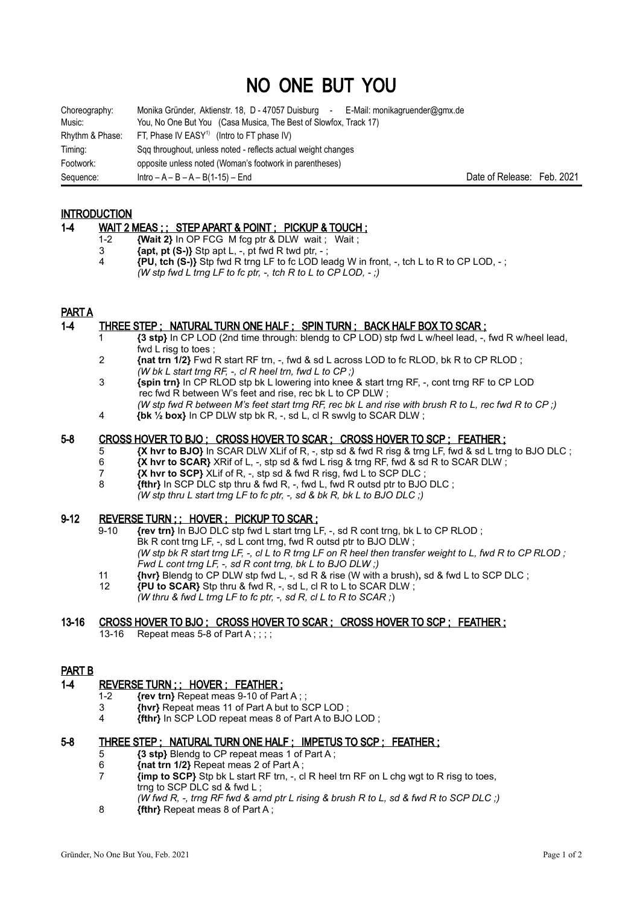# NO ONE BUT YOU

| | |
|---|---|
| Choreography: | Monika Gründer, Aktienstr. 18, D - 47057 Duisburg - E-Mail: monikagruender@gmx.de |
| Music: | You, No One But You (Casa Musica, The Best of Slowfox, Track 17) |
| Rhythm & Phase: | FT, Phase IV EASY[1] (Intro to FT phase IV) |
| Timing: | Sqq throughout, unless noted - reflects actual weight changes |
| Footwork: | opposite unless noted (Woman's footwork in parentheses) |
| Sequence: | Intro – A – B – A – B(1-15) – End |

Date of Release: Feb. 2021

## INTRODUCTION

### 1-4 WAIT 2 MEAS ; ; STEP APART & POINT ; PICKUP & TOUCH ;

1-2 **{Wait 2}** In OP FCG M fcg ptr & DLW wait ; Wait ;

3 **{apt, pt (S-)}** Stp apt L, -, pt fwd R twd ptr, - ;

4 **{PU, tch (S-)}** Stp fwd R trng LF to fc LOD leadg W in front, -, tch L to R to CP LOD, - ;
*(W stp fwd L trng LF to fc ptr, -, tch R to L to CP LOD, - ;)*

## PART A

### 1-4 THREE STEP ; NATURAL TURN ONE HALF ; SPIN TURN ; BACK HALF BOX TO SCAR ;

1 **{3 stp}** In CP LOD (2nd time through: blendg to CP LOD) stp fwd L w/heel lead, -, fwd R w/heel lead, fwd L risg to toes ;

2 **{nat trn 1/2}** Fwd R start RF trn, -, fwd & sd L across LOD to fc RLOD, bk R to CP RLOD ;
*(W bk L start trng RF, -, cl R heel trn, fwd L to CP ;)*

3 **{spin trn}** In CP RLOD stp bk L lowering into knee & start trng RF, -, cont trng RF to CP LOD rec fwd R between W's feet and rise, rec bk L to CP DLW ;
*(W stp fwd R between M's feet start trng RF, rec bk L and rise with brush R to L, rec fwd R to CP ;)*

4 **{bk ½ box}** In CP DLW stp bk R, -, sd L, cl R swvlg to SCAR DLW ;

### 5-8 CROSS HOVER TO BJO ; CROSS HOVER TO SCAR ; CROSS HOVER TO SCP ; FEATHER ;

5 **{X hvr to BJO}** In SCAR DLW XLif of R, -, stp sd & fwd R risg & trng LF, fwd & sd L trng to BJO DLC ;

6 **{X hvr to SCAR}** XRif of L, -, stp sd & fwd L risg & trng RF, fwd & sd R to SCAR DLW ;

7 **{X hvr to SCP}** XLif of R, -, stp sd & fwd R risg, fwd L to SCP DLC ;

8 **{fthr}** In SCP DLC stp thru & fwd R, -, fwd L, fwd R outsd ptr to BJO DLC ;
*(W stp thru L start trng LF to fc ptr, -, sd & bk R, bk L to BJO DLC ;)*

### 9-12 REVERSE TURN ; ; HOVER ; PICKUP TO SCAR ;

9-10 **{rev trn}** In BJO DLC stp fwd L start trng LF, -, sd R cont trng, bk L to CP RLOD ;
Bk R cont trng LF, -, sd L cont trng, fwd R outsd ptr to BJO DLW ;
*(W stp bk R start trng LF, -, cl L to R trng LF on R heel then transfer weight to L, fwd R to CP RLOD ; Fwd L cont trng LF, -, sd R cont trng, bk L to BJO DLW ;)*

11 **{hvr}** Blendg to CP DLW stp fwd L, -, sd R & rise (W with a brush), sd & fwd L to SCP DLC ;

12 **{PU to SCAR}** Stp thru & fwd R, -, sd L, cl R to L to SCAR DLW ;
*(W thru & fwd L trng LF to fc ptr, -, sd R, cl L to R to SCAR ;)*

### 13-16 CROSS HOVER TO BJO ; CROSS HOVER TO SCAR ; CROSS HOVER TO SCP ; FEATHER ;

13-16 Repeat meas 5-8 of Part A ; ; ; ;

## PART B

### 1-4 REVERSE TURN ; ; HOVER ; FEATHER ;

1-2 **{rev trn}** Repeat meas 9-10 of Part A ; ;

3 **{hvr}** Repeat meas 11 of Part A but to SCP LOD ;

4 **{fthr}** In SCP LOD repeat meas 8 of Part A to BJO LOD ;

### 5-8 THREE STEP ; NATURAL TURN ONE HALF ; IMPETUS TO SCP ; FEATHER ;

5 **{3 stp}** Blendg to CP repeat meas 1 of Part A ;

6 **{nat trn 1/2}** Repeat meas 2 of Part A ;

7 **{imp to SCP}** Stp bk L start RF trn, -, cl R heel trn RF on L chg wgt to R risg to toes, trng to SCP DLC sd & fwd L ;
*(W fwd R, -, trng RF fwd & arnd ptr L rising & brush R to L, sd & fwd R to SCP DLC ;)*

8 **{fthr}** Repeat meas 8 of Part A ;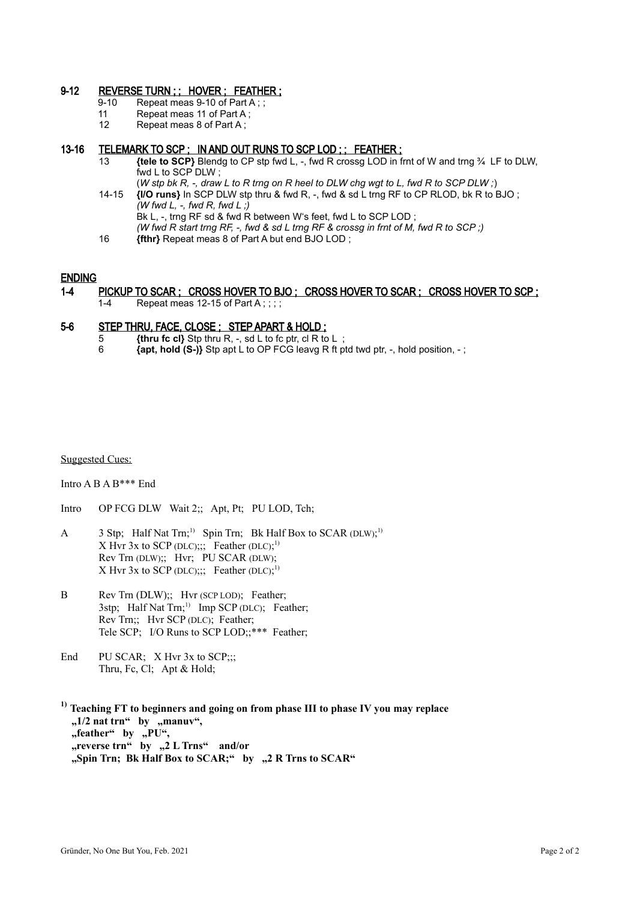## 9-12 REVERSE TURN ; ; HOVER ; FEATHER ;

- 9-10 Repeat meas 9-10 of Part A ; ;
- 11 Repeat meas 11 of Part A ;
- 12 Repeat meas 8 of Part A ;

## 13-16 TELEMARK TO SCP ; IN AND OUT RUNS TO SCP LOD ; ; FEATHER ;

- 13 **{tele to SCP}** Blendg to CP stp fwd L, -, fwd R crossg LOD in frnt of W and trng ¾ LF to DLW, fwd L to SCP DLW ;
  (*W stp bk R, -, draw L to R trng on R heel to DLW chg wgt to L, fwd R to SCP DLW ;*)
- 14-15 **{I/O runs}** In SCP DLW stp thru & fwd R, -, fwd & sd L trng RF to CP RLOD, bk R to BJO ;
  *(W fwd L, -, fwd R, fwd L ;)*
  Bk L, -, trng RF sd & fwd R between W's feet, fwd L to SCP LOD ;
  *(W fwd R start trng RF, -, fwd & sd L trng RF & crossg in frnt of M, fwd R to SCP ;)*
- 16 **{fthr}** Repeat meas 8 of Part A but end BJO LOD ;

## ENDING

## 1-4 PICKUP TO SCAR ; CROSS HOVER TO BJO ; CROSS HOVER TO SCAR ; CROSS HOVER TO SCP ;

- 1-4 Repeat meas 12-15 of Part A ; ; ; ;

## 5-6 STEP THRU, FACE, CLOSE ; STEP APART & HOLD ;

- 5 **{thru fc cl}** Stp thru R, -, sd L to fc ptr, cl R to L ;
- 6 **{apt, hold (S-)}** Stp apt L to OP FCG leavg R ft ptd twd ptr, -, hold position, - ;

Suggested Cues:

Intro A B A B*** End

Intro OP FCG DLW Wait 2;; Apt, Pt; PU LOD, Tch;

A 3 Stp; Half Nat Trn;[1] Spin Trn; Bk Half Box to SCAR (DLW);[1]
X Hvr 3x to SCP (DLC);;; Feather (DLC);[1]
Rev Trn (DLW);; Hvr; PU SCAR (DLW);
X Hvr 3x to SCP (DLC);;; Feather (DLC);[1]

B Rev Trn (DLW);; Hvr (SCP LOD); Feather;
3stp; Half Nat Trn;[1] Imp SCP (DLC); Feather;
Rev Trn;; Hvr SCP (DLC); Feather;
Tele SCP; I/O Runs to SCP LOD;;*** Feather;

End PU SCAR; X Hvr 3x to SCP;;;
Thru, Fc, Cl; Apt & Hold;

**[1] Teaching FT to beginners and going on from phase III to phase IV you may replace**
**„1/2 nat trn" by „manuv",**
**„feather" by „PU",**
**„reverse trn" by „2 L Trns" and/or**
**„Spin Trn; Bk Half Box to SCAR;" by „2 R Trns to SCAR"**